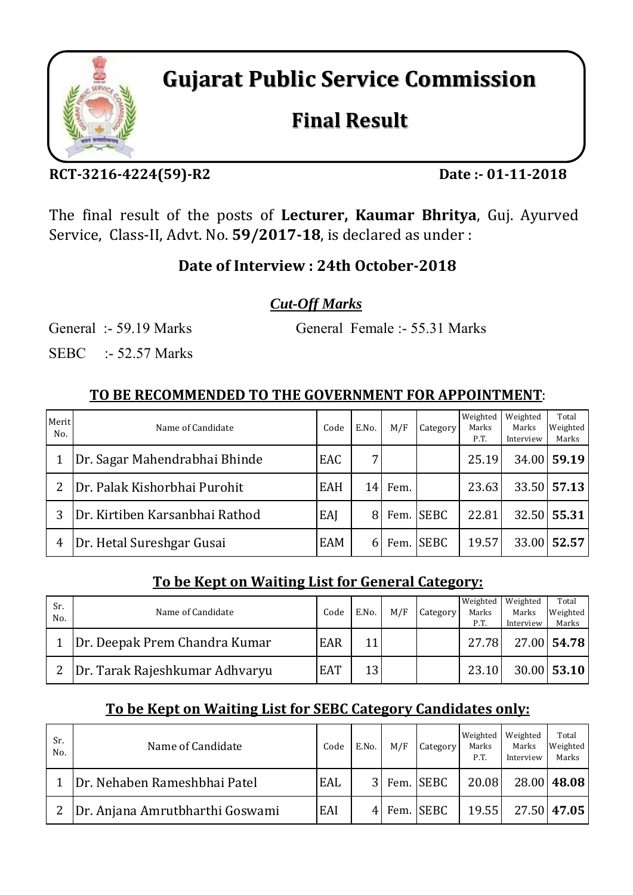# Gujarat Public Service Commission

## Final Result

**RCT-3216-4224(59)-R2** **Date :- 01-11-2018**

The final result of the posts of **Lecturer, Kaumar Bhritya**, Guj. Ayurved Service, Class-II, Advt. No. **59/2017-18**, is declared as under :

### Date of Interview : 24th October-2018

***Cut-Off Marks***

General :- 59.19 Marks General Female :- 55.31 Marks

SEBC :- 52.57 Marks

**TO BE RECOMMENDED TO THE GOVERNMENT FOR APPOINTMENT**:

| Merit No. | Name of Candidate | Code | E.No. | M/F | Category | Weighted Marks P.T. | Weighted Marks Interview | Total Weighted Marks |
|---|---|---|---|---|---|---|---|---|
| 1 | Dr. Sagar Mahendrabhai Bhinde | EAC | 7 | | | 25.19 | 34.00 | **59.19** |
| 2 | Dr. Palak Kishorbhai Purohit | EAH | 14 | Fem. | | 23.63 | 33.50 | **57.13** |
| 3 | Dr. Kirtiben Karsanbhai Rathod | EAJ | 8 | Fem. | SEBC | 22.81 | 32.50 | **55.31** |
| 4 | Dr. Hetal Sureshgar Gusai | EAM | 6 | Fem. | SEBC | 19.57 | 33.00 | **52.57** |

**To be Kept on Waiting List for General Category:**

| Sr. No. | Name of Candidate | Code | E.No. | M/F | Category | Weighted Marks P.T. | Weighted Marks Interview | Total Weighted Marks |
|---|---|---|---|---|---|---|---|---|
| 1 | Dr. Deepak Prem Chandra Kumar | EAR | 11 | | | 27.78 | 27.00 | **54.78** |
| 2 | Dr. Tarak Rajeshkumar Adhvaryu | EAT | 13 | | | 23.10 | 30.00 | **53.10** |

**To be Kept on Waiting List for SEBC Category Candidates only:**

| Sr. No. | Name of Candidate | Code | E.No. | M/F | Category | Weighted Marks P.T. | Weighted Marks Interview | Total Weighted Marks |
|---|---|---|---|---|---|---|---|---|
| 1 | Dr. Nehaben Rameshbhai Patel | EAL | 3 | Fem. | SEBC | 20.08 | 28.00 | **48.08** |
| 2 | Dr. Anjana Amrutbharthi Goswami | EAI | 4 | Fem. | SEBC | 19.55 | 27.50 | **47.05** |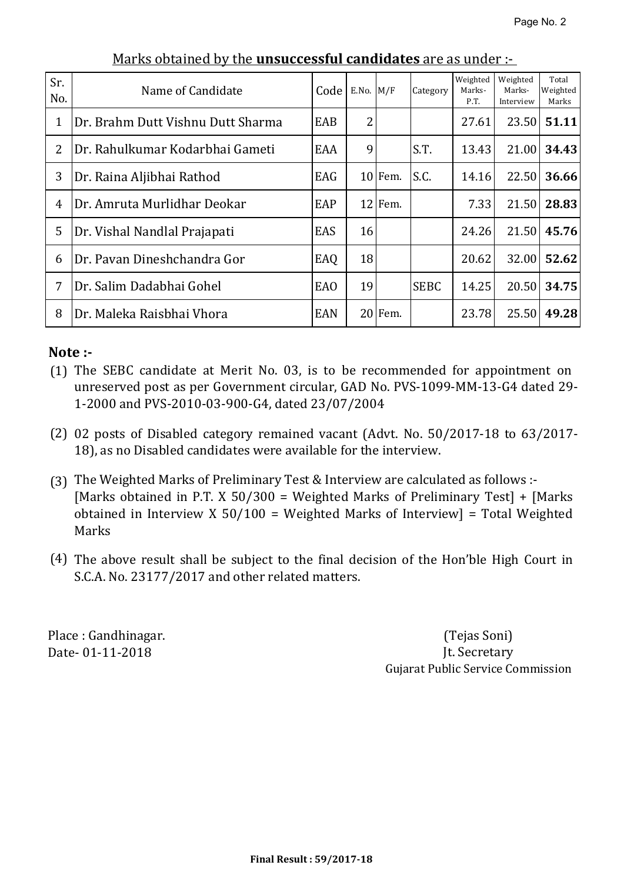Marks obtained by the **unsuccessful candidates** are as under :-

| Sr. No. | Name of Candidate | Code | E.No. | M/F | Category | Weighted Marks-P.T. | Weighted Marks-Interview | Total Weighted Marks |
|---|---|---|---|---|---|---|---|---|
| 1 | Dr. Brahm Dutt Vishnu Dutt Sharma | EAB | 2 | | | 27.61 | 23.50 | **51.11** |
| 2 | Dr. Rahulkumar Kodarbhai Gameti | EAA | 9 | | S.T. | 13.43 | 21.00 | **34.43** |
| 3 | Dr. Raina Aljibhai Rathod | EAG | 10 | Fem. | S.C. | 14.16 | 22.50 | **36.66** |
| 4 | Dr. Amruta Murlidhar Deokar | EAP | 12 | Fem. | | 7.33 | 21.50 | **28.83** |
| 5 | Dr. Vishal Nandlal Prajapati | EAS | 16 | | | 24.26 | 21.50 | **45.76** |
| 6 | Dr. Pavan Dineshchandra Gor | EAQ | 18 | | | 20.62 | 32.00 | **52.62** |
| 7 | Dr. Salim Dadabhai Gohel | EAO | 19 | | SEBC | 14.25 | 20.50 | **34.75** |
| 8 | Dr. Maleka Raisbhai Vhora | EAN | 20 | Fem. | | 23.78 | 25.50 | **49.28** |

**Note :-**

(1) The SEBC candidate at Merit No. 03, is to be recommended for appointment on unreserved post as per Government circular, GAD No. PVS-1099-MM-13-G4 dated 29-1-2000 and PVS-2010-03-900-G4, dated 23/07/2004

(2) 02 posts of Disabled category remained vacant (Advt. No. 50/2017-18 to 63/2017-18), as no Disabled candidates were available for the interview.

(3) The Weighted Marks of Preliminary Test & Interview are calculated as follows :-
[Marks obtained in P.T. X 50/300 = Weighted Marks of Preliminary Test] + [Marks obtained in Interview X 50/100 = Weighted Marks of Interview] = Total Weighted Marks

(4) The above result shall be subject to the final decision of the Hon'ble High Court in S.C.A. No. 23177/2017 and other related matters.

Place : Gandhinagar.
Date- 01-11-2018

(Tejas Soni)
Jt. Secretary
Gujarat Public Service Commission

**Final Result : 59/2017-18**